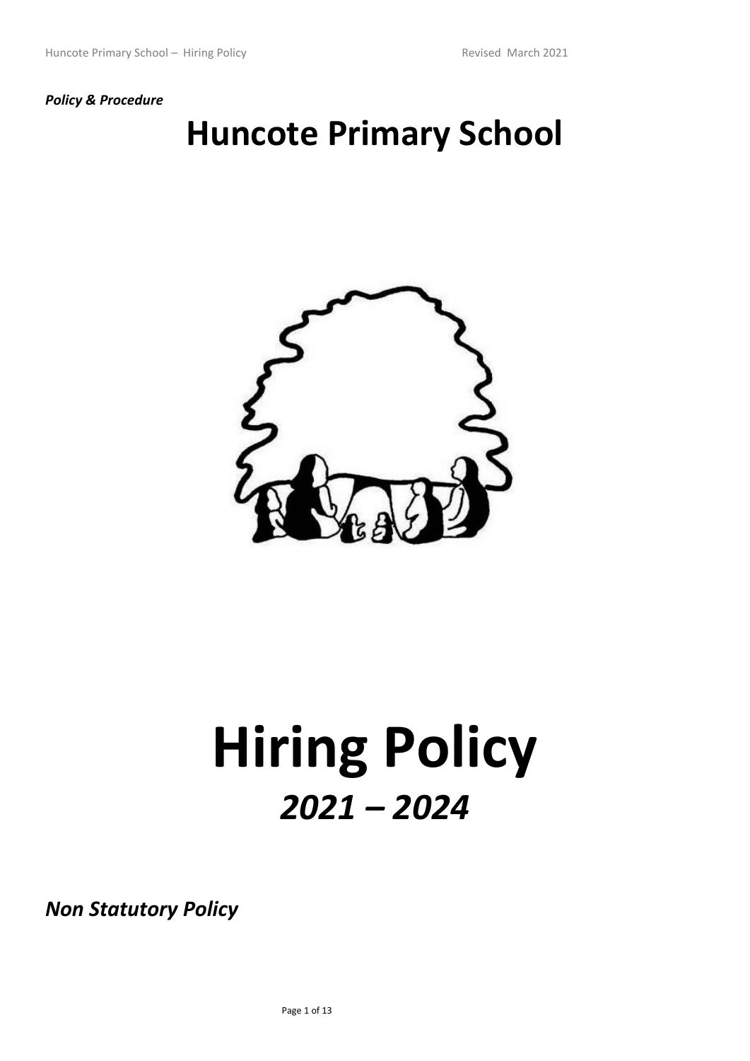*Policy & Procedure*

# Huncote Primary School

# Hiring Policy

## *2021 – 2024*

***Non Statutory Policy***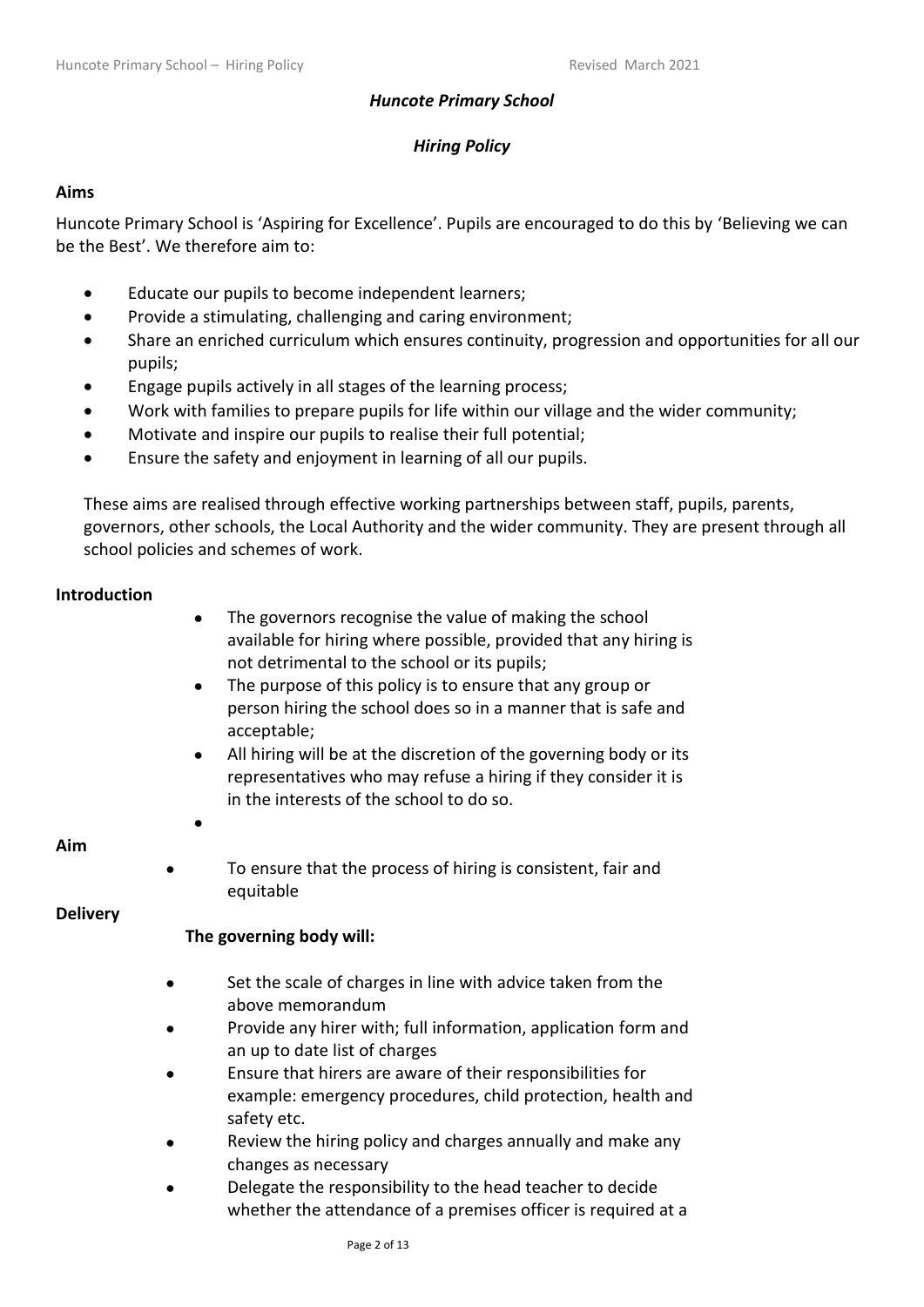*Huncote Primary School*

*Hiring Policy*

**Aims**

Huncote Primary School is 'Aspiring for Excellence'. Pupils are encouraged to do this by 'Believing we can be the Best'. We therefore aim to:

- Educate our pupils to become independent learners;
- Provide a stimulating, challenging and caring environment;
- Share an enriched curriculum which ensures continuity, progression and opportunities for all our pupils;
- Engage pupils actively in all stages of the learning process;
- Work with families to prepare pupils for life within our village and the wider community;
- Motivate and inspire our pupils to realise their full potential;
- Ensure the safety and enjoyment in learning of all our pupils.

These aims are realised through effective working partnerships between staff, pupils, parents, governors, other schools, the Local Authority and the wider community. They are present through all school policies and schemes of work.

**Introduction**

- The governors recognise the value of making the school available for hiring where possible, provided that any hiring is not detrimental to the school or its pupils;
- The purpose of this policy is to ensure that any group or person hiring the school does so in a manner that is safe and acceptable;
- All hiring will be at the discretion of the governing body or its representatives who may refuse a hiring if they consider it is in the interests of the school to do so.

**Aim**

- To ensure that the process of hiring is consistent, fair and equitable

**Delivery**

**The governing body will:**

- Set the scale of charges in line with advice taken from the above memorandum
- Provide any hirer with; full information, application form and an up to date list of charges
- Ensure that hirers are aware of their responsibilities for example: emergency procedures, child protection, health and safety etc.
- Review the hiring policy and charges annually and make any changes as necessary
- Delegate the responsibility to the head teacher to decide whether the attendance of a premises officer is required at a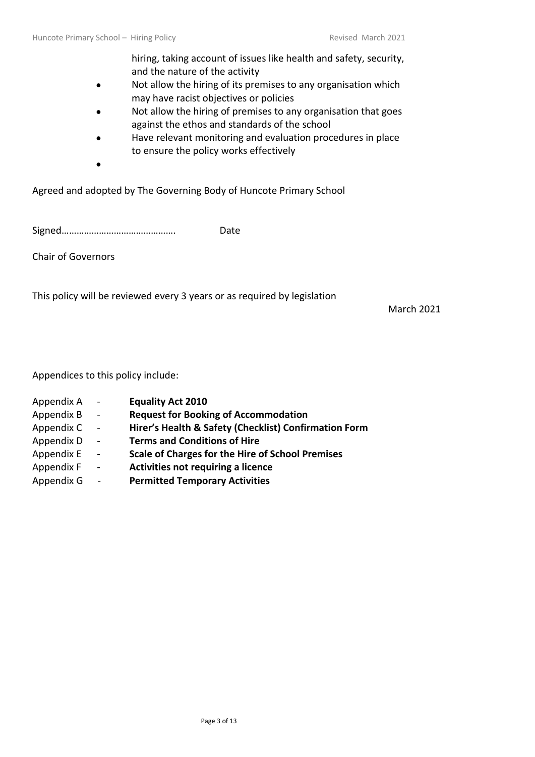hiring, taking account of issues like health and safety, security, and the nature of the activity

- Not allow the hiring of its premises to any organisation which may have racist objectives or policies
- Not allow the hiring of premises to any organisation that goes against the ethos and standards of the school
- Have relevant monitoring and evaluation procedures in place to ensure the policy works effectively

Agreed and adopted by The Governing Body of Huncote Primary School

Signed……………………………………. Date

Chair of Governors

This policy will be reviewed every 3 years or as required by legislation

March 2021

Appendices to this policy include:

Appendix A - **Equality Act 2010**
Appendix B - **Request for Booking of Accommodation**
Appendix C - **Hirer's Health & Safety (Checklist) Confirmation Form**
Appendix D - **Terms and Conditions of Hire**
Appendix E - **Scale of Charges for the Hire of School Premises**
Appendix F - **Activities not requiring a licence**
Appendix G - **Permitted Temporary Activities**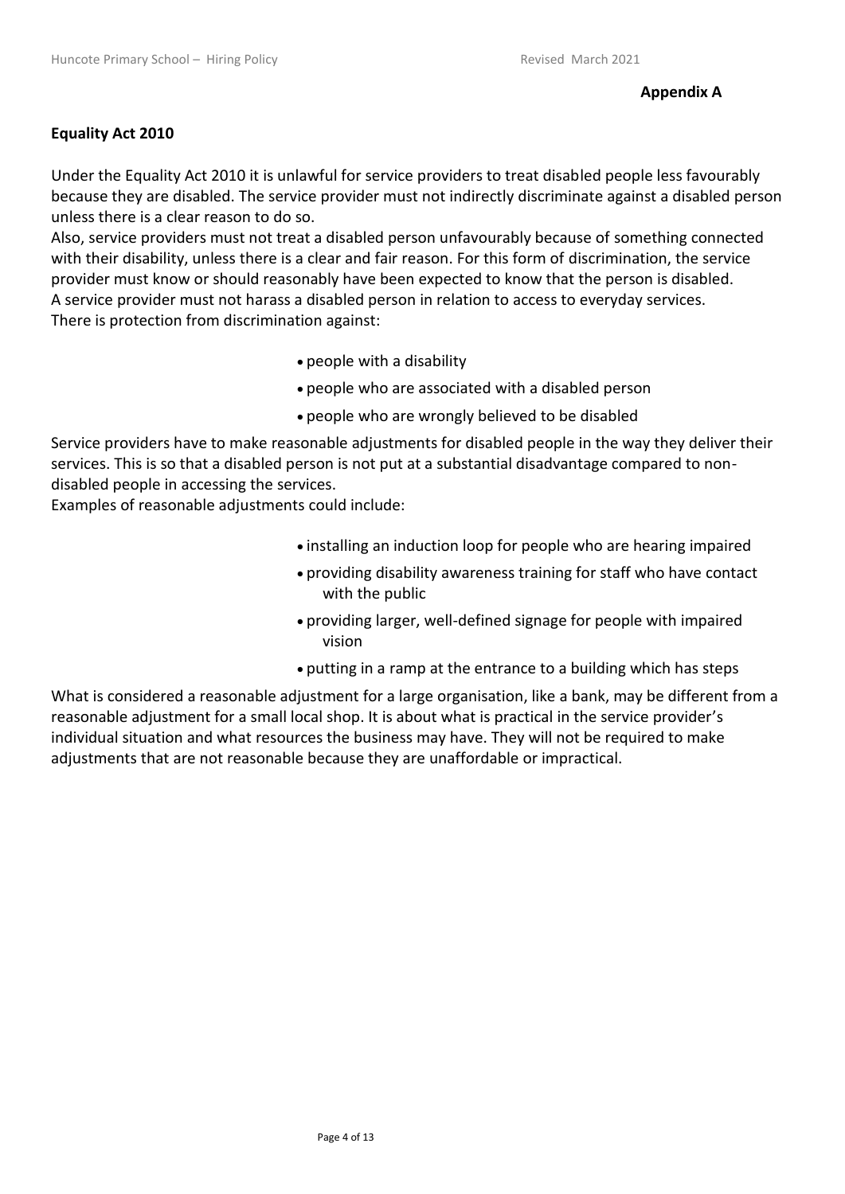**Appendix A**

**Equality Act 2010**

Under the Equality Act 2010 it is unlawful for service providers to treat disabled people less favourably because they are disabled. The service provider must not indirectly discriminate against a disabled person unless there is a clear reason to do so.
Also, service providers must not treat a disabled person unfavourably because of something connected with their disability, unless there is a clear and fair reason. For this form of discrimination, the service provider must know or should reasonably have been expected to know that the person is disabled.
A service provider must not harass a disabled person in relation to access to everyday services.
There is protection from discrimination against:

- people with a disability
- people who are associated with a disabled person
- people who are wrongly believed to be disabled

Service providers have to make reasonable adjustments for disabled people in the way they deliver their services. This is so that a disabled person is not put at a substantial disadvantage compared to non-disabled people in accessing the services.
Examples of reasonable adjustments could include:

- installing an induction loop for people who are hearing impaired
- providing disability awareness training for staff who have contact with the public
- providing larger, well-defined signage for people with impaired vision
- putting in a ramp at the entrance to a building which has steps

What is considered a reasonable adjustment for a large organisation, like a bank, may be different from a reasonable adjustment for a small local shop. It is about what is practical in the service provider's individual situation and what resources the business may have. They will not be required to make adjustments that are not reasonable because they are unaffordable or impractical.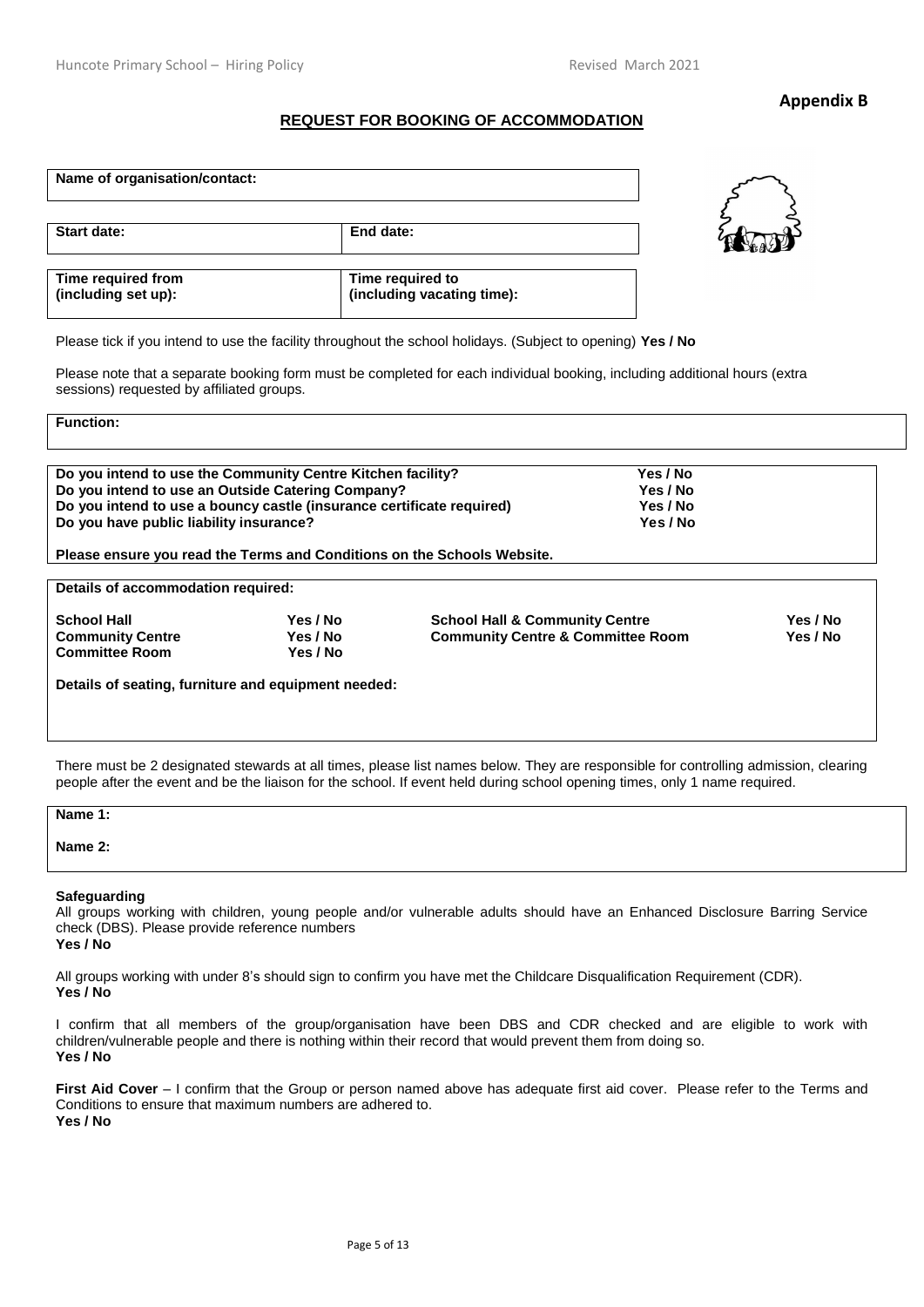**Appendix B**

**REQUEST FOR BOOKING OF ACCOMMODATION**

| **Name of organisation/contact:** | |
|---|---|
| **Start date:** | **End date:** |
| **Time required from (including set up):** | **Time required to (including vacating time):** |

Please tick if you intend to use the facility throughout the school holidays. (Subject to opening) **Yes / No**

Please note that a separate booking form must be completed for each individual booking, including additional hours (extra sessions) requested by affiliated groups.

**Function:**

| | |
|---|---|
| **Do you intend to use the Community Centre Kitchen facility?** | **Yes / No** |
| **Do you intend to use an Outside Catering Company?** | **Yes / No** |
| **Do you intend to use a bouncy castle (insurance certificate required)** | **Yes / No** |
| **Do you have public liability insurance?** | **Yes / No** |

**Please ensure you read the Terms and Conditions on the Schools Website.**

**Details of accommodation required:**

| | | | |
|---|---|---|---|
| **School Hall** | **Yes / No** | **School Hall & Community Centre** | **Yes / No** |
| **Community Centre** | **Yes / No** | **Community Centre & Committee Room** | **Yes / No** |
| **Committee Room** | **Yes / No** | | |

**Details of seating, furniture and equipment needed:**

There must be 2 designated stewards at all times, please list names below. They are responsible for controlling admission, clearing people after the event and be the liaison for the school. If event held during school opening times, only 1 name required.

**Name 1:**

**Name 2:**

**Safeguarding**

All groups working with children, young people and/or vulnerable adults should have an Enhanced Disclosure Barring Service check (DBS). Please provide reference numbers
**Yes / No**

All groups working with under 8's should sign to confirm you have met the Childcare Disqualification Requirement (CDR).
**Yes / No**

I confirm that all members of the group/organisation have been DBS and CDR checked and are eligible to work with children/vulnerable people and there is nothing within their record that would prevent them from doing so.
**Yes / No**

**First Aid Cover** – I confirm that the Group or person named above has adequate first aid cover. Please refer to the Terms and Conditions to ensure that maximum numbers are adhered to.
**Yes / No**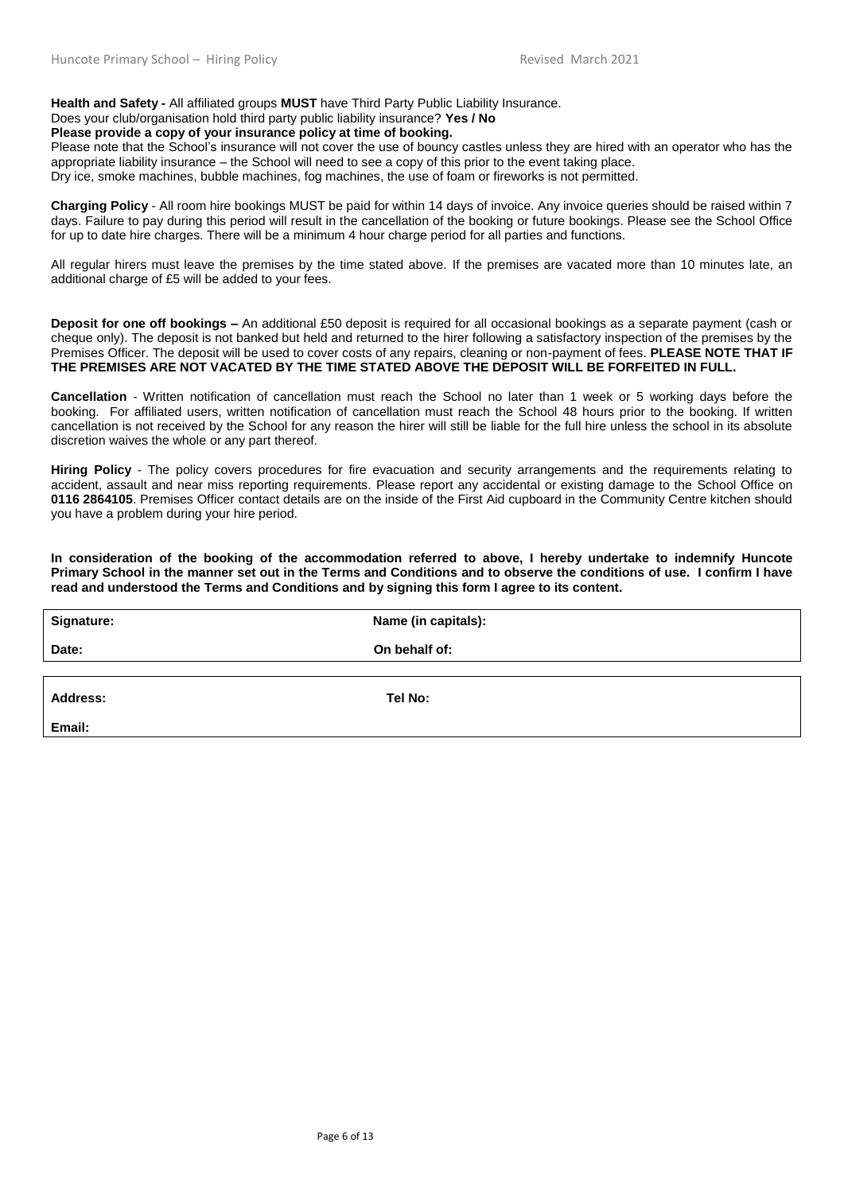**Health and Safety -** All affiliated groups **MUST** have Third Party Public Liability Insurance.
Does your club/organisation hold third party public liability insurance? **Yes / No**
**Please provide a copy of your insurance policy at time of booking.**
Please note that the School's insurance will not cover the use of bouncy castles unless they are hired with an operator who has the appropriate liability insurance – the School will need to see a copy of this prior to the event taking place.
Dry ice, smoke machines, bubble machines, fog machines, the use of foam or fireworks is not permitted.

**Charging Policy** - All room hire bookings MUST be paid for within 14 days of invoice. Any invoice queries should be raised within 7 days. Failure to pay during this period will result in the cancellation of the booking or future bookings. Please see the School Office for up to date hire charges. There will be a minimum 4 hour charge period for all parties and functions.

All regular hirers must leave the premises by the time stated above. If the premises are vacated more than 10 minutes late, an additional charge of £5 will be added to your fees.

**Deposit for one off bookings –** An additional £50 deposit is required for all occasional bookings as a separate payment (cash or cheque only). The deposit is not banked but held and returned to the hirer following a satisfactory inspection of the premises by the Premises Officer. The deposit will be used to cover costs of any repairs, cleaning or non-payment of fees. **PLEASE NOTE THAT IF THE PREMISES ARE NOT VACATED BY THE TIME STATED ABOVE THE DEPOSIT WILL BE FORFEITED IN FULL.**

**Cancellation** - Written notification of cancellation must reach the School no later than 1 week or 5 working days before the booking. For affiliated users, written notification of cancellation must reach the School 48 hours prior to the booking. If written cancellation is not received by the School for any reason the hirer will still be liable for the full hire unless the school in its absolute discretion waives the whole or any part thereof.

**Hiring Policy** - The policy covers procedures for fire evacuation and security arrangements and the requirements relating to accident, assault and near miss reporting requirements. Please report any accidental or existing damage to the School Office on **0116 2864105**. Premises Officer contact details are on the inside of the First Aid cupboard in the Community Centre kitchen should you have a problem during your hire period.

**In consideration of the booking of the accommodation referred to above, I hereby undertake to indemnify Huncote Primary School in the manner set out in the Terms and Conditions and to observe the conditions of use. I confirm I have read and understood the Terms and Conditions and by signing this form I agree to its content.**

| **Signature:** | **Name (in capitals):** |
|---|---|
| **Date:** | **On behalf of:** |

| **Address:** | **Tel No:** |
|---|---|
| **Email:** | |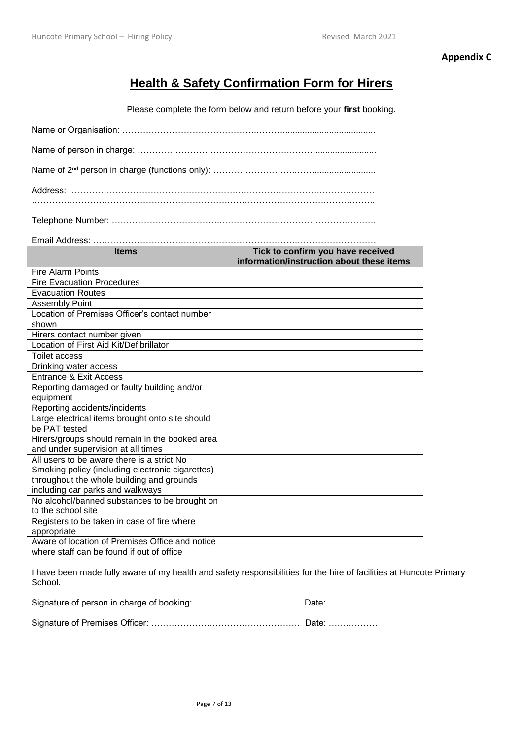**Appendix C**

# Health & Safety Confirmation Form for Hirers

Please complete the form below and return before your **first** booking.

Name or Organisation: ……………………………………….……......................................

Name of person in charge: …………………………………………………..........................

Name of 2nd person in charge (functions only): ……………………….……........................

Address: ……………………………………………….……………………….……………….
……………………………………………………….…………………………….……………..

Telephone Number: ………………………………..……………………………………….……….

Email Address: ……………………………………………………….………………………

| Items | Tick to confirm you have received information/instruction about these items |
|---|---|
| Fire Alarm Points | |
| Fire Evacuation Procedures | |
| Evacuation Routes | |
| Assembly Point | |
| Location of Premises Officer's contact number shown | |
| Hirers contact number given | |
| Location of First Aid Kit/Defibrillator | |
| Toilet access | |
| Drinking water access | |
| Entrance & Exit Access | |
| Reporting damaged or faulty building and/or equipment | |
| Reporting accidents/incidents | |
| Large electrical items brought onto site should be PAT tested | |
| Hirers/groups should remain in the booked area and under supervision at all times | |
| All users to be aware there is a strict No Smoking policy (including electronic cigarettes) throughout the whole building and grounds including car parks and walkways | |
| No alcohol/banned substances to be brought on to the school site | |
| Registers to be taken in case of fire where appropriate | |
| Aware of location of Premises Office and notice where staff can be found if out of office | |

I have been made fully aware of my health and safety responsibilities for the hire of facilities at Huncote Primary School.

Signature of person in charge of booking: ……………………………… Date: ………..…….

Signature of Premises Officer: …………………………………………… Date: …………….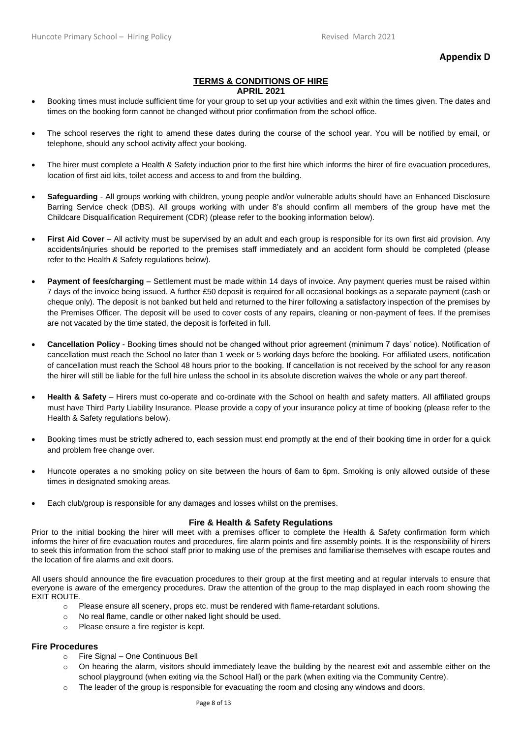**Appendix D**

## TERMS & CONDITIONS OF HIRE

**APRIL 2021**

- Booking times must include sufficient time for your group to set up your activities and exit within the times given. The dates and times on the booking form cannot be changed without prior confirmation from the school office.
- The school reserves the right to amend these dates during the course of the school year. You will be notified by email, or telephone, should any school activity affect your booking.
- The hirer must complete a Health & Safety induction prior to the first hire which informs the hirer of fire evacuation procedures, location of first aid kits, toilet access and access to and from the building.
- **Safeguarding** - All groups working with children, young people and/or vulnerable adults should have an Enhanced Disclosure Barring Service check (DBS). All groups working with under 8's should confirm all members of the group have met the Childcare Disqualification Requirement (CDR) (please refer to the booking information below).
- **First Aid Cover** – All activity must be supervised by an adult and each group is responsible for its own first aid provision. Any accidents/injuries should be reported to the premises staff immediately and an accident form should be completed (please refer to the Health & Safety regulations below).
- **Payment of fees/charging** – Settlement must be made within 14 days of invoice. Any payment queries must be raised within 7 days of the invoice being issued. A further £50 deposit is required for all occasional bookings as a separate payment (cash or cheque only). The deposit is not banked but held and returned to the hirer following a satisfactory inspection of the premises by the Premises Officer. The deposit will be used to cover costs of any repairs, cleaning or non-payment of fees. If the premises are not vacated by the time stated, the deposit is forfeited in full.
- **Cancellation Policy** - Booking times should not be changed without prior agreement (minimum 7 days' notice). Notification of cancellation must reach the School no later than 1 week or 5 working days before the booking. For affiliated users, notification of cancellation must reach the School 48 hours prior to the booking. If cancellation is not received by the school for any reason the hirer will still be liable for the full hire unless the school in its absolute discretion waives the whole or any part thereof.
- **Health & Safety** – Hirers must co-operate and co-ordinate with the School on health and safety matters. All affiliated groups must have Third Party Liability Insurance. Please provide a copy of your insurance policy at time of booking (please refer to the Health & Safety regulations below).
- Booking times must be strictly adhered to, each session must end promptly at the end of their booking time in order for a quick and problem free change over.
- Huncote operates a no smoking policy on site between the hours of 6am to 6pm. Smoking is only allowed outside of these times in designated smoking areas.
- Each club/group is responsible for any damages and losses whilst on the premises.

### Fire & Health & Safety Regulations

Prior to the initial booking the hirer will meet with a premises officer to complete the Health & Safety confirmation form which informs the hirer of fire evacuation routes and procedures, fire alarm points and fire assembly points. It is the responsibility of hirers to seek this information from the school staff prior to making use of the premises and familiarise themselves with escape routes and the location of fire alarms and exit doors.

All users should announce the fire evacuation procedures to their group at the first meeting and at regular intervals to ensure that everyone is aware of the emergency procedures. Draw the attention of the group to the map displayed in each room showing the EXIT ROUTE.

- Please ensure all scenery, props etc. must be rendered with flame-retardant solutions.
- No real flame, candle or other naked light should be used.
- Please ensure a fire register is kept.

### Fire Procedures

- Fire Signal – One Continuous Bell
- On hearing the alarm, visitors should immediately leave the building by the nearest exit and assemble either on the school playground (when exiting via the School Hall) or the park (when exiting via the Community Centre).
- The leader of the group is responsible for evacuating the room and closing any windows and doors.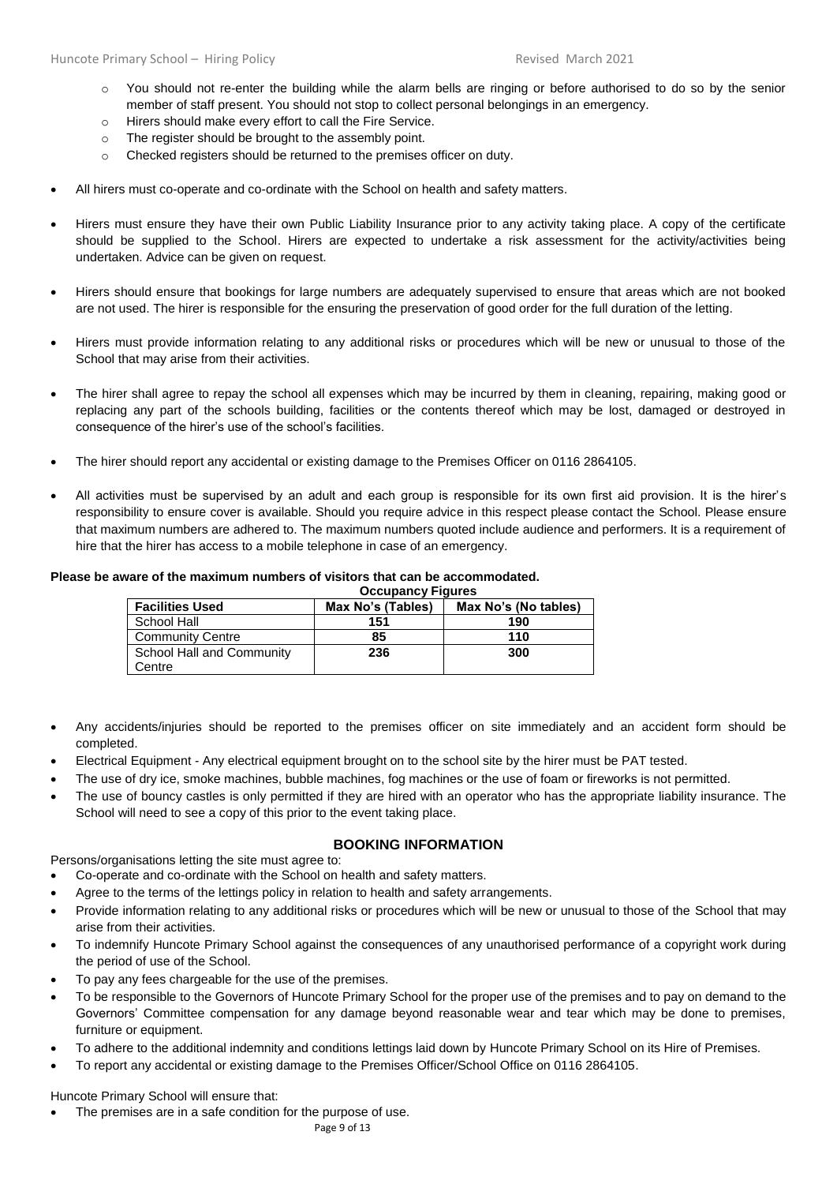- You should not re-enter the building while the alarm bells are ringing or before authorised to do so by the senior member of staff present. You should not stop to collect personal belongings in an emergency.
  - Hirers should make every effort to call the Fire Service.
  - The register should be brought to the assembly point.
  - Checked registers should be returned to the premises officer on duty.

- All hirers must co-operate and co-ordinate with the School on health and safety matters.

- Hirers must ensure they have their own Public Liability Insurance prior to any activity taking place. A copy of the certificate should be supplied to the School. Hirers are expected to undertake a risk assessment for the activity/activities being undertaken. Advice can be given on request.

- Hirers should ensure that bookings for large numbers are adequately supervised to ensure that areas which are not booked are not used. The hirer is responsible for the ensuring the preservation of good order for the full duration of the letting.

- Hirers must provide information relating to any additional risks or procedures which will be new or unusual to those of the School that may arise from their activities.

- The hirer shall agree to repay the school all expenses which may be incurred by them in cleaning, repairing, making good or replacing any part of the schools building, facilities or the contents thereof which may be lost, damaged or destroyed in consequence of the hirer's use of the school's facilities.

- The hirer should report any accidental or existing damage to the Premises Officer on 0116 2864105.

- All activities must be supervised by an adult and each group is responsible for its own first aid provision. It is the hirer's responsibility to ensure cover is available. Should you require advice in this respect please contact the School. Please ensure that maximum numbers are adhered to. The maximum numbers quoted include audience and performers. It is a requirement of hire that the hirer has access to a mobile telephone in case of an emergency.

**Please be aware of the maximum numbers of visitors that can be accommodated.**

**Occupancy Figures**

| **Facilities Used** | **Max No's (Tables)** | **Max No's (No tables)** |
|---|---|---|
| School Hall | **151** | **190** |
| Community Centre | **85** | **110** |
| School Hall and Community Centre | **236** | **300** |

- Any accidents/injuries should be reported to the premises officer on site immediately and an accident form should be completed.
- Electrical Equipment - Any electrical equipment brought on to the school site by the hirer must be PAT tested.
- The use of dry ice, smoke machines, bubble machines, fog machines or the use of foam or fireworks is not permitted.
- The use of bouncy castles is only permitted if they are hired with an operator who has the appropriate liability insurance. The School will need to see a copy of this prior to the event taking place.

## BOOKING INFORMATION

Persons/organisations letting the site must agree to:

- Co-operate and co-ordinate with the School on health and safety matters.
- Agree to the terms of the lettings policy in relation to health and safety arrangements.
- Provide information relating to any additional risks or procedures which will be new or unusual to those of the School that may arise from their activities.
- To indemnify Huncote Primary School against the consequences of any unauthorised performance of a copyright work during the period of use of the School.
- To pay any fees chargeable for the use of the premises.
- To be responsible to the Governors of Huncote Primary School for the proper use of the premises and to pay on demand to the Governors' Committee compensation for any damage beyond reasonable wear and tear which may be done to premises, furniture or equipment.
- To adhere to the additional indemnity and conditions lettings laid down by Huncote Primary School on its Hire of Premises.
- To report any accidental or existing damage to the Premises Officer/School Office on 0116 2864105.

Huncote Primary School will ensure that:

- The premises are in a safe condition for the purpose of use.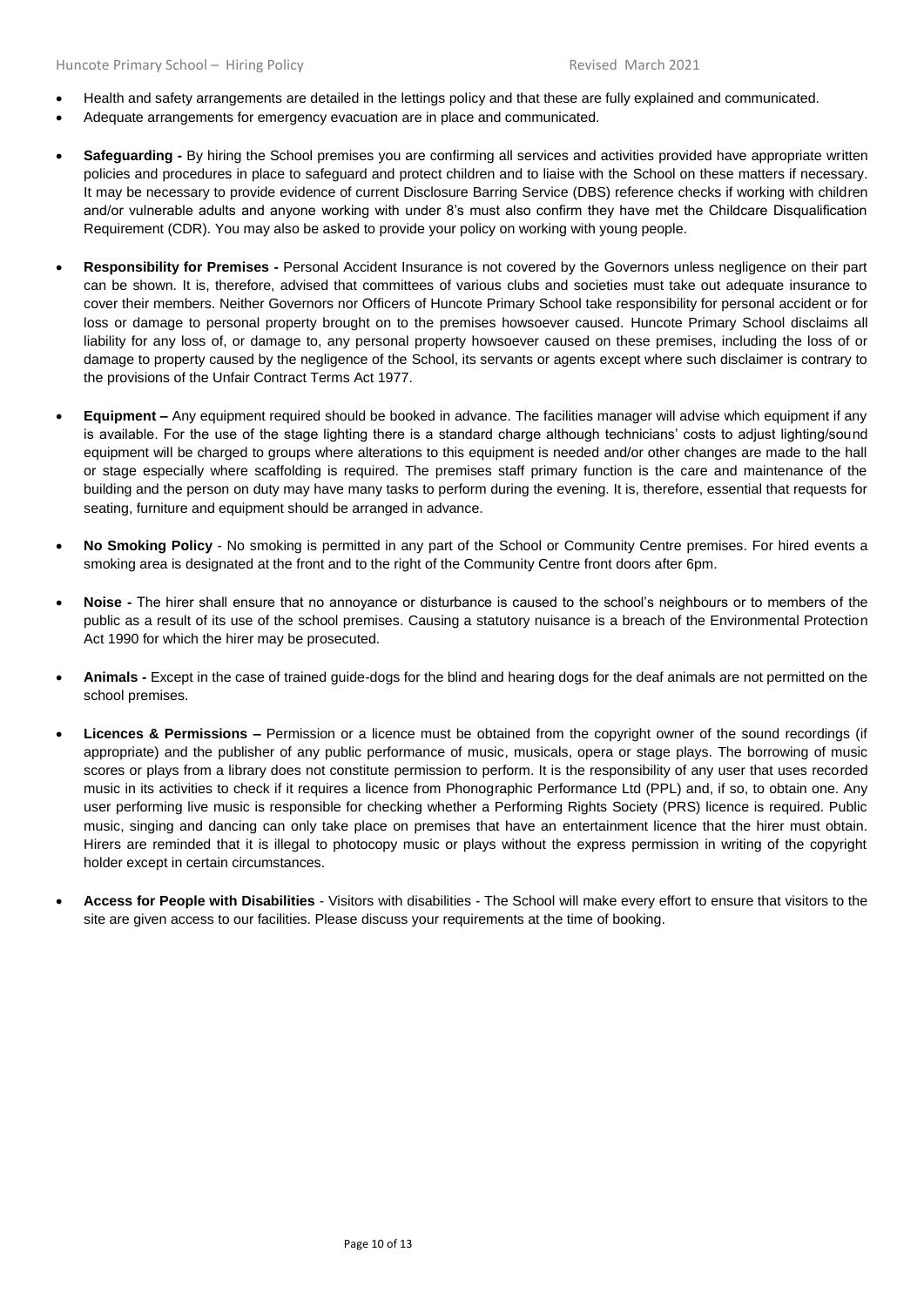- Health and safety arrangements are detailed in the lettings policy and that these are fully explained and communicated.
- Adequate arrangements for emergency evacuation are in place and communicated.

- **Safeguarding -** By hiring the School premises you are confirming all services and activities provided have appropriate written policies and procedures in place to safeguard and protect children and to liaise with the School on these matters if necessary. It may be necessary to provide evidence of current Disclosure Barring Service (DBS) reference checks if working with children and/or vulnerable adults and anyone working with under 8's must also confirm they have met the Childcare Disqualification Requirement (CDR). You may also be asked to provide your policy on working with young people.

- **Responsibility for Premises -** Personal Accident Insurance is not covered by the Governors unless negligence on their part can be shown. It is, therefore, advised that committees of various clubs and societies must take out adequate insurance to cover their members. Neither Governors nor Officers of Huncote Primary School take responsibility for personal accident or for loss or damage to personal property brought on to the premises howsoever caused. Huncote Primary School disclaims all liability for any loss of, or damage to, any personal property howsoever caused on these premises, including the loss of or damage to property caused by the negligence of the School, its servants or agents except where such disclaimer is contrary to the provisions of the Unfair Contract Terms Act 1977.

- **Equipment –** Any equipment required should be booked in advance. The facilities manager will advise which equipment if any is available. For the use of the stage lighting there is a standard charge although technicians' costs to adjust lighting/sound equipment will be charged to groups where alterations to this equipment is needed and/or other changes are made to the hall or stage especially where scaffolding is required. The premises staff primary function is the care and maintenance of the building and the person on duty may have many tasks to perform during the evening. It is, therefore, essential that requests for seating, furniture and equipment should be arranged in advance.

- **No Smoking Policy** - No smoking is permitted in any part of the School or Community Centre premises. For hired events a smoking area is designated at the front and to the right of the Community Centre front doors after 6pm.

- **Noise -** The hirer shall ensure that no annoyance or disturbance is caused to the school's neighbours or to members of the public as a result of its use of the school premises. Causing a statutory nuisance is a breach of the Environmental Protection Act 1990 for which the hirer may be prosecuted.

- **Animals -** Except in the case of trained guide-dogs for the blind and hearing dogs for the deaf animals are not permitted on the school premises.

- **Licences & Permissions –** Permission or a licence must be obtained from the copyright owner of the sound recordings (if appropriate) and the publisher of any public performance of music, musicals, opera or stage plays. The borrowing of music scores or plays from a library does not constitute permission to perform. It is the responsibility of any user that uses recorded music in its activities to check if it requires a licence from Phonographic Performance Ltd (PPL) and, if so, to obtain one. Any user performing live music is responsible for checking whether a Performing Rights Society (PRS) licence is required. Public music, singing and dancing can only take place on premises that have an entertainment licence that the hirer must obtain. Hirers are reminded that it is illegal to photocopy music or plays without the express permission in writing of the copyright holder except in certain circumstances.

- **Access for People with Disabilities** - Visitors with disabilities - The School will make every effort to ensure that visitors to the site are given access to our facilities. Please discuss your requirements at the time of booking.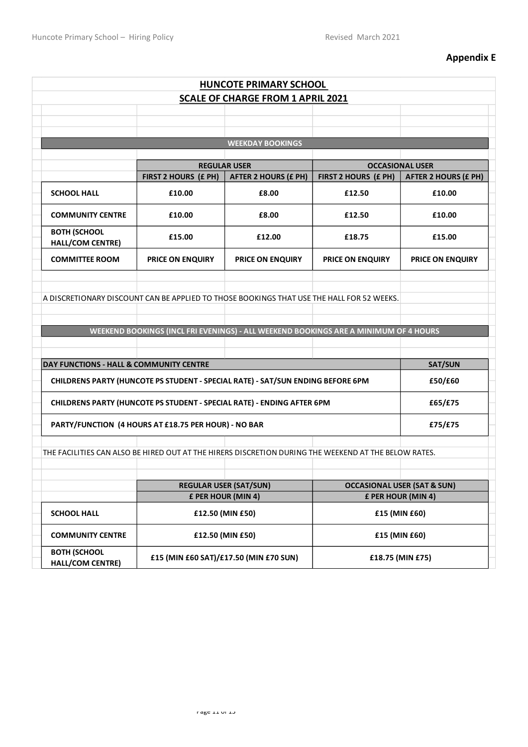**Appendix E**

# HUNCOTE PRIMARY SCHOOL

## SCALE OF CHARGE FROM 1 APRIL 2021

### WEEKDAY BOOKINGS

| | REGULAR USER | | OCCASIONAL USER | |
|---|---|---|---|---|
| | FIRST 2 HOURS (£ PH) | AFTER 2 HOURS (£ PH) | FIRST 2 HOURS (£ PH) | AFTER 2 HOURS (£ PH) |
| **SCHOOL HALL** | **£10.00** | **£8.00** | **£12.50** | **£10.00** |
| **COMMUNITY CENTRE** | **£10.00** | **£8.00** | **£12.50** | **£10.00** |
| **BOTH (SCHOOL HALL/COM CENTRE)** | **£15.00** | **£12.00** | **£18.75** | **£15.00** |
| **COMMITTEE ROOM** | **PRICE ON ENQUIRY** | **PRICE ON ENQUIRY** | **PRICE ON ENQUIRY** | **PRICE ON ENQUIRY** |

A DISCRETIONARY DISCOUNT CAN BE APPLIED TO THOSE BOOKINGS THAT USE THE HALL FOR 52 WEEKS.

### WEEKEND BOOKINGS (INCL FRI EVENINGS) - ALL WEEKEND BOOKINGS ARE A MINIMUM OF 4 HOURS

| DAY FUNCTIONS - HALL & COMMUNITY CENTRE | SAT/SUN |
|---|---|
| **CHILDRENS PARTY (HUNCOTE PS STUDENT - SPECIAL RATE) - SAT/SUN ENDING BEFORE 6PM** | **£50/£60** |
| **CHILDRENS PARTY (HUNCOTE PS STUDENT - SPECIAL RATE) - ENDING AFTER 6PM** | **£65/£75** |
| **PARTY/FUNCTION (4 HOURS AT £18.75 PER HOUR) - NO BAR** | **£75/£75** |

THE FACILITIES CAN ALSO BE HIRED OUT AT THE HIRERS DISCRETION DURING THE WEEKEND AT THE BELOW RATES.

| | REGULAR USER (SAT/SUN) | OCCASIONAL USER (SAT & SUN) |
|---|---|---|
| | £ PER HOUR (MIN 4) | £ PER HOUR (MIN 4) |
| **SCHOOL HALL** | **£12.50 (MIN £50)** | **£15 (MIN £60)** |
| **COMMUNITY CENTRE** | **£12.50 (MIN £50)** | **£15 (MIN £60)** |
| **BOTH (SCHOOL HALL/COM CENTRE)** | **£15 (MIN £60 SAT)/£17.50 (MIN £70 SUN)** | **£18.75 (MIN £75)** |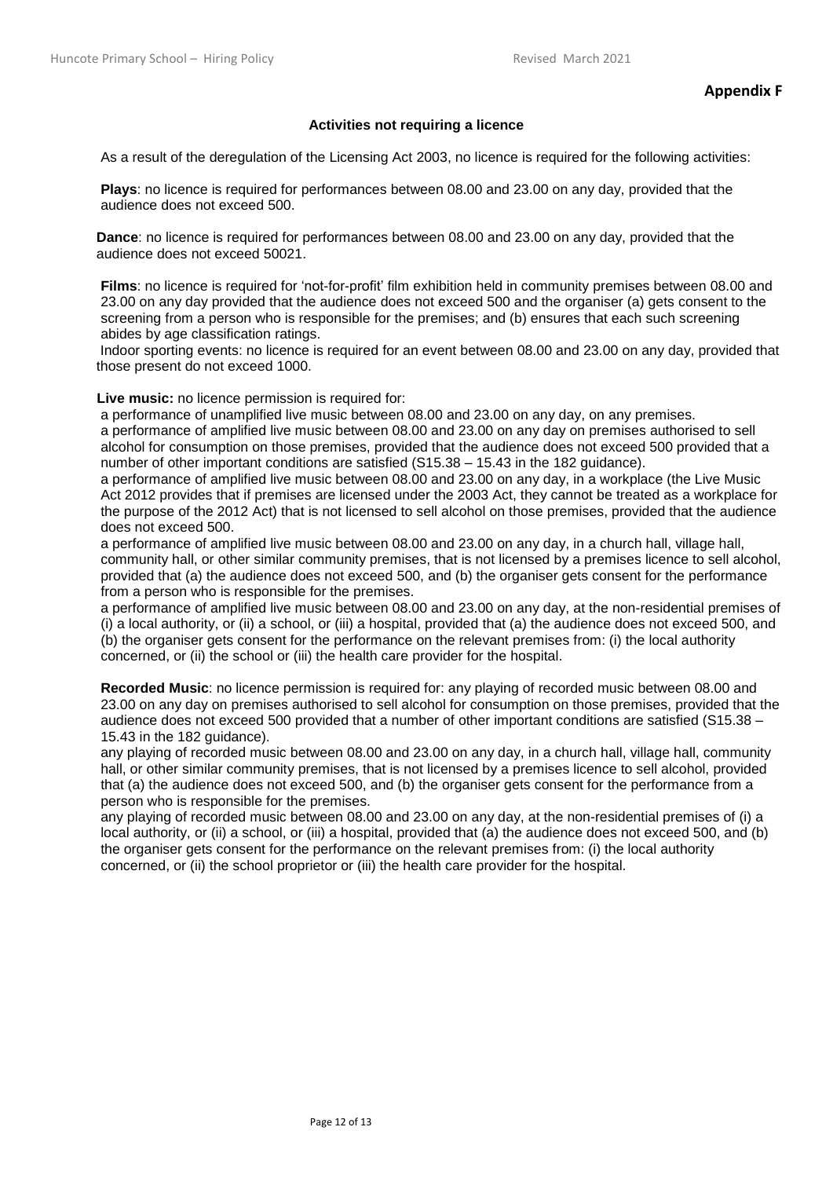**Appendix F**

**Activities not requiring a licence**

As a result of the deregulation of the Licensing Act 2003, no licence is required for the following activities:

**Plays**: no licence is required for performances between 08.00 and 23.00 on any day, provided that the audience does not exceed 500.

**Dance**: no licence is required for performances between 08.00 and 23.00 on any day, provided that the audience does not exceed 50021.

**Films**: no licence is required for 'not-for-profit' film exhibition held in community premises between 08.00 and 23.00 on any day provided that the audience does not exceed 500 and the organiser (a) gets consent to the screening from a person who is responsible for the premises; and (b) ensures that each such screening abides by age classification ratings.

Indoor sporting events: no licence is required for an event between 08.00 and 23.00 on any day, provided that those present do not exceed 1000.

**Live music:** no licence permission is required for:

a performance of unamplified live music between 08.00 and 23.00 on any day, on any premises.

a performance of amplified live music between 08.00 and 23.00 on any day on premises authorised to sell alcohol for consumption on those premises, provided that the audience does not exceed 500 provided that a number of other important conditions are satisfied (S15.38 – 15.43 in the 182 guidance).

a performance of amplified live music between 08.00 and 23.00 on any day, in a workplace (the Live Music Act 2012 provides that if premises are licensed under the 2003 Act, they cannot be treated as a workplace for the purpose of the 2012 Act) that is not licensed to sell alcohol on those premises, provided that the audience does not exceed 500.

a performance of amplified live music between 08.00 and 23.00 on any day, in a church hall, village hall, community hall, or other similar community premises, that is not licensed by a premises licence to sell alcohol, provided that (a) the audience does not exceed 500, and (b) the organiser gets consent for the performance from a person who is responsible for the premises.

a performance of amplified live music between 08.00 and 23.00 on any day, at the non-residential premises of (i) a local authority, or (ii) a school, or (iii) a hospital, provided that (a) the audience does not exceed 500, and (b) the organiser gets consent for the performance on the relevant premises from: (i) the local authority concerned, or (ii) the school or (iii) the health care provider for the hospital.

**Recorded Music**: no licence permission is required for: any playing of recorded music between 08.00 and 23.00 on any day on premises authorised to sell alcohol for consumption on those premises, provided that the audience does not exceed 500 provided that a number of other important conditions are satisfied (S15.38 – 15.43 in the 182 guidance).

any playing of recorded music between 08.00 and 23.00 on any day, in a church hall, village hall, community hall, or other similar community premises, that is not licensed by a premises licence to sell alcohol, provided that (a) the audience does not exceed 500, and (b) the organiser gets consent for the performance from a person who is responsible for the premises.

any playing of recorded music between 08.00 and 23.00 on any day, at the non-residential premises of (i) a local authority, or (ii) a school, or (iii) a hospital, provided that (a) the audience does not exceed 500, and (b) the organiser gets consent for the performance on the relevant premises from: (i) the local authority concerned, or (ii) the school proprietor or (iii) the health care provider for the hospital.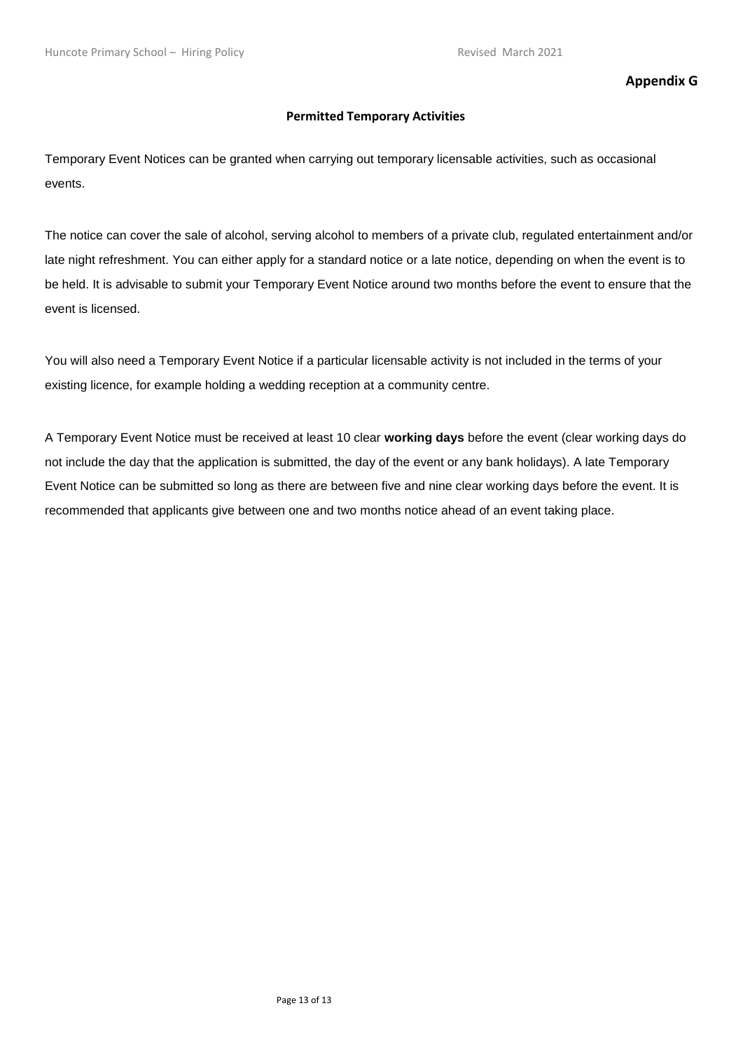**Appendix G**

## Permitted Temporary Activities

Temporary Event Notices can be granted when carrying out temporary licensable activities, such as occasional events.

The notice can cover the sale of alcohol, serving alcohol to members of a private club, regulated entertainment and/or late night refreshment. You can either apply for a standard notice or a late notice, depending on when the event is to be held. It is advisable to submit your Temporary Event Notice around two months before the event to ensure that the event is licensed.

You will also need a Temporary Event Notice if a particular licensable activity is not included in the terms of your existing licence, for example holding a wedding reception at a community centre.

A Temporary Event Notice must be received at least 10 clear **working days** before the event (clear working days do not include the day that the application is submitted, the day of the event or any bank holidays). A late Temporary Event Notice can be submitted so long as there are between five and nine clear working days before the event. It is recommended that applicants give between one and two months notice ahead of an event taking place.